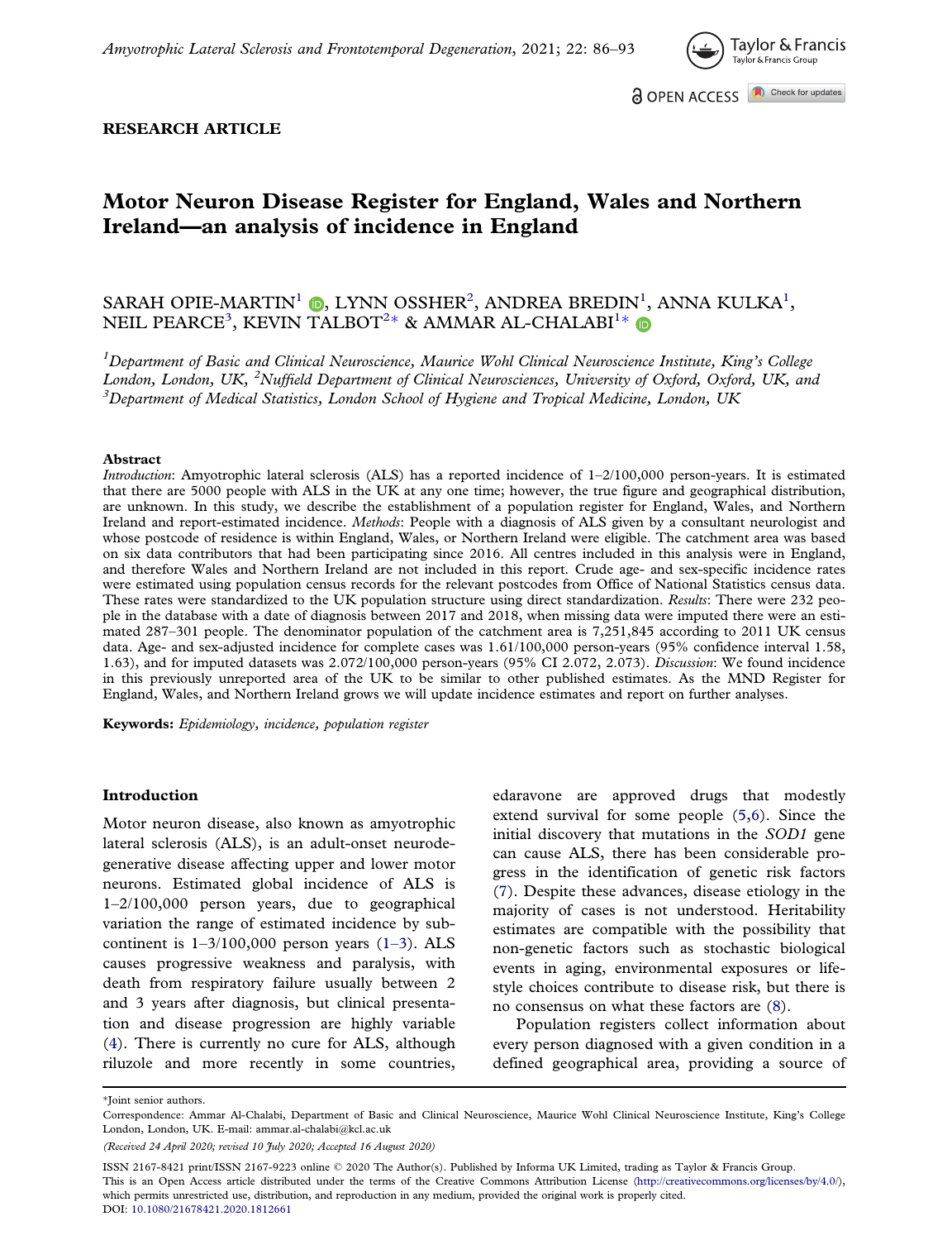RESEARCH ARTICLE

# Motor Neuron Disease Register for England, Wales and Northern Ireland—an analysis of incidence in England

SARAH OPIE-MARTIN[1], LYNN OSSHER[2], ANDREA BREDIN[1], ANNA KULKA[1], NEIL PEARCE[3], KEVIN TALBOT[2]* & AMMAR AL-CHALABI[1]*

[1]*Department of Basic and Clinical Neuroscience, Maurice Wohl Clinical Neuroscience Institute, King's College London, London, UK,* [2]*Nuffield Department of Clinical Neurosciences, University of Oxford, Oxford, UK, and* [3]*Department of Medical Statistics, London School of Hygiene and Tropical Medicine, London, UK*

### Abstract

*Introduction*: Amyotrophic lateral sclerosis (ALS) has a reported incidence of 1–2/100,000 person-years. It is estimated that there are 5000 people with ALS in the UK at any one time; however, the true figure and geographical distribution, are unknown. In this study, we describe the establishment of a population register for England, Wales, and Northern Ireland and report-estimated incidence. *Methods*: People with a diagnosis of ALS given by a consultant neurologist and whose postcode of residence is within England, Wales, or Northern Ireland were eligible. The catchment area was based on six data contributors that had been participating since 2016. All centres included in this analysis were in England, and therefore Wales and Northern Ireland are not included in this report. Crude age- and sex-specific incidence rates were estimated using population census records for the relevant postcodes from Office of National Statistics census data. These rates were standardized to the UK population structure using direct standardization. *Results*: There were 232 people in the database with a date of diagnosis between 2017 and 2018, when missing data were imputed there were an estimated 287–301 people. The denominator population of the catchment area is 7,251,845 according to 2011 UK census data. Age- and sex-adjusted incidence for complete cases was 1.61/100,000 person-years (95% confidence interval 1.58, 1.63), and for imputed datasets was 2.072/100,000 person-years (95% CI 2.072, 2.073). *Discussion*: We found incidence in this previously unreported area of the UK to be similar to other published estimates. As the MND Register for England, Wales, and Northern Ireland grows we will update incidence estimates and report on further analyses.

**Keywords:** *Epidemiology, incidence, population register*

## Introduction

Motor neuron disease, also known as amyotrophic lateral sclerosis (ALS), is an adult-onset neurodegenerative disease affecting upper and lower motor neurons. Estimated global incidence of ALS is 1–2/100,000 person years, due to geographical variation the range of estimated incidence by subcontinent is 1–3/100,000 person years (1–3). ALS causes progressive weakness and paralysis, with death from respiratory failure usually between 2 and 3 years after diagnosis, but clinical presentation and disease progression are highly variable (4). There is currently no cure for ALS, although riluzole and more recently in some countries, edaravone are approved drugs that modestly extend survival for some people (5,6). Since the initial discovery that mutations in the *SOD1* gene can cause ALS, there has been considerable progress in the identification of genetic risk factors (7). Despite these advances, disease etiology in the majority of cases is not understood. Heritability estimates are compatible with the possibility that non-genetic factors such as stochastic biological events in aging, environmental exposures or lifestyle choices contribute to disease risk, but there is no consensus on what these factors are (8).

Population registers collect information about every person diagnosed with a given condition in a defined geographical area, providing a source of

*Joint senior authors.

Correspondence: Ammar Al-Chalabi, Department of Basic and Clinical Neuroscience, Maurice Wohl Clinical Neuroscience Institute, King's College London, London, UK. E-mail: ammar.al-chalabi@kcl.ac.uk

*(Received 24 April 2020; revised 10 July 2020; Accepted 16 August 2020)*

ISSN 2167-8421 print/ISSN 2167-9223 online © 2020 The Author(s). Published by Informa UK Limited, trading as Taylor & Francis Group.
This is an Open Access article distributed under the terms of the Creative Commons Attribution License (http://creativecommons.org/licenses/by/4.0/), which permits unrestricted use, distribution, and reproduction in any medium, provided the original work is properly cited.
DOI: 10.1080/21678421.2020.1812661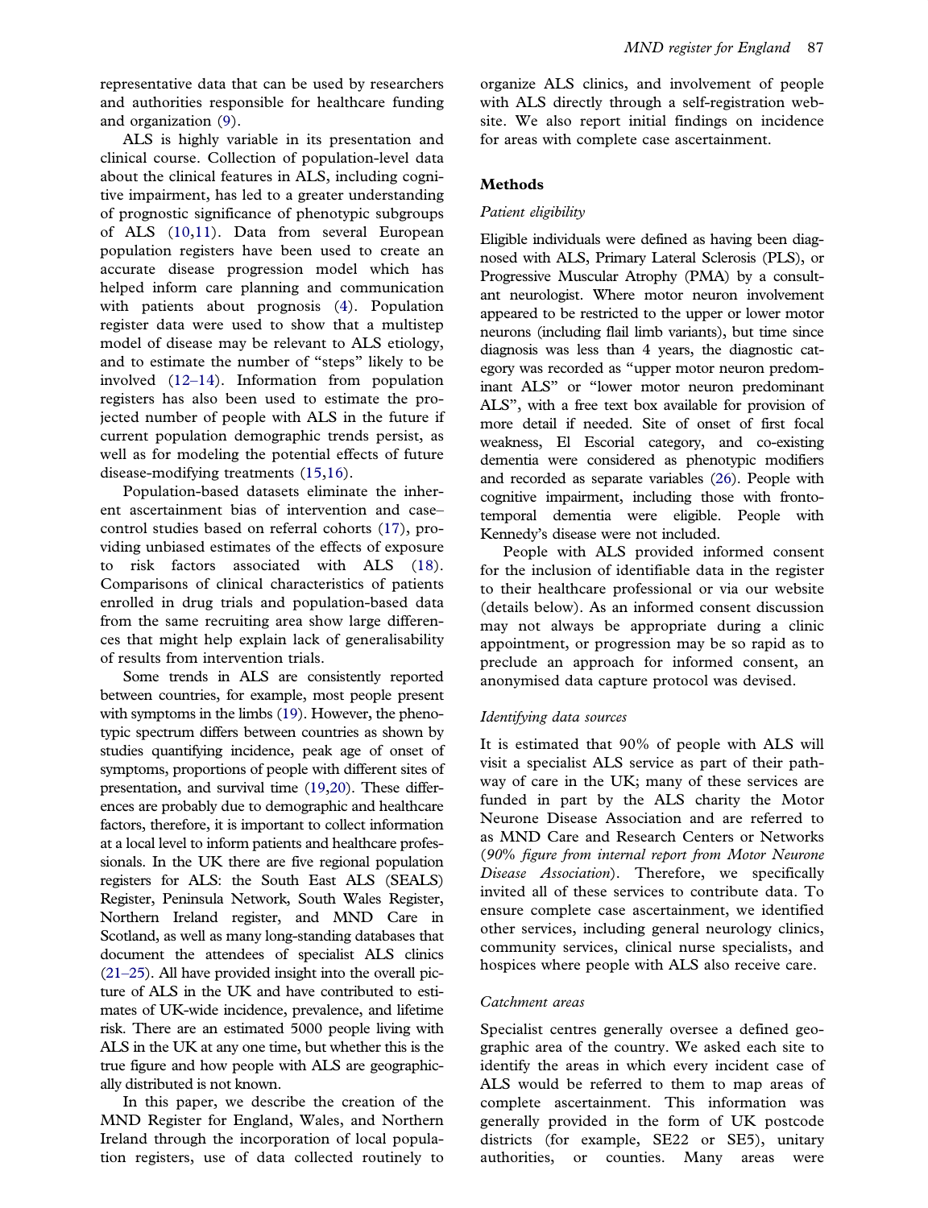representative data that can be used by researchers and authorities responsible for healthcare funding and organization (9).

ALS is highly variable in its presentation and clinical course. Collection of population-level data about the clinical features in ALS, including cognitive impairment, has led to a greater understanding of prognostic significance of phenotypic subgroups of ALS (10,11). Data from several European population registers have been used to create an accurate disease progression model which has helped inform care planning and communication with patients about prognosis (4). Population register data were used to show that a multistep model of disease may be relevant to ALS etiology, and to estimate the number of "steps" likely to be involved (12–14). Information from population registers has also been used to estimate the projected number of people with ALS in the future if current population demographic trends persist, as well as for modeling the potential effects of future disease-modifying treatments (15,16).

Population-based datasets eliminate the inherent ascertainment bias of intervention and case–control studies based on referral cohorts (17), providing unbiased estimates of the effects of exposure to risk factors associated with ALS (18). Comparisons of clinical characteristics of patients enrolled in drug trials and population-based data from the same recruiting area show large differences that might help explain lack of generalisability of results from intervention trials.

Some trends in ALS are consistently reported between countries, for example, most people present with symptoms in the limbs (19). However, the phenotypic spectrum differs between countries as shown by studies quantifying incidence, peak age of onset of symptoms, proportions of people with different sites of presentation, and survival time (19,20). These differences are probably due to demographic and healthcare factors, therefore, it is important to collect information at a local level to inform patients and healthcare professionals. In the UK there are five regional population registers for ALS: the South East ALS (SEALS) Register, Peninsula Network, South Wales Register, Northern Ireland register, and MND Care in Scotland, as well as many long-standing databases that document the attendees of specialist ALS clinics (21–25). All have provided insight into the overall picture of ALS in the UK and have contributed to estimates of UK-wide incidence, prevalence, and lifetime risk. There are an estimated 5000 people living with ALS in the UK at any one time, but whether this is the true figure and how people with ALS are geographically distributed is not known.

In this paper, we describe the creation of the MND Register for England, Wales, and Northern Ireland through the incorporation of local population registers, use of data collected routinely to organize ALS clinics, and involvement of people with ALS directly through a self-registration website. We also report initial findings on incidence for areas with complete case ascertainment.

## Methods

### *Patient eligibility*

Eligible individuals were defined as having been diagnosed with ALS, Primary Lateral Sclerosis (PLS), or Progressive Muscular Atrophy (PMA) by a consultant neurologist. Where motor neuron involvement appeared to be restricted to the upper or lower motor neurons (including flail limb variants), but time since diagnosis was less than 4 years, the diagnostic category was recorded as "upper motor neuron predominant ALS" or "lower motor neuron predominant ALS", with a free text box available for provision of more detail if needed. Site of onset of first focal weakness, El Escorial category, and co-existing dementia were considered as phenotypic modifiers and recorded as separate variables (26). People with cognitive impairment, including those with frontotemporal dementia were eligible. People with Kennedy's disease were not included.

People with ALS provided informed consent for the inclusion of identifiable data in the register to their healthcare professional or via our website (details below). As an informed consent discussion may not always be appropriate during a clinic appointment, or progression may be so rapid as to preclude an approach for informed consent, an anonymised data capture protocol was devised.

### *Identifying data sources*

It is estimated that 90% of people with ALS will visit a specialist ALS service as part of their pathway of care in the UK; many of these services are funded in part by the ALS charity the Motor Neurone Disease Association and are referred to as MND Care and Research Centers or Networks (*90% figure from internal report from Motor Neurone Disease Association*). Therefore, we specifically invited all of these services to contribute data. To ensure complete case ascertainment, we identified other services, including general neurology clinics, community services, clinical nurse specialists, and hospices where people with ALS also receive care.

### *Catchment areas*

Specialist centres generally oversee a defined geographic area of the country. We asked each site to identify the areas in which every incident case of ALS would be referred to them to map areas of complete ascertainment. This information was generally provided in the form of UK postcode districts (for example, SE22 or SE5), unitary authorities, or counties. Many areas were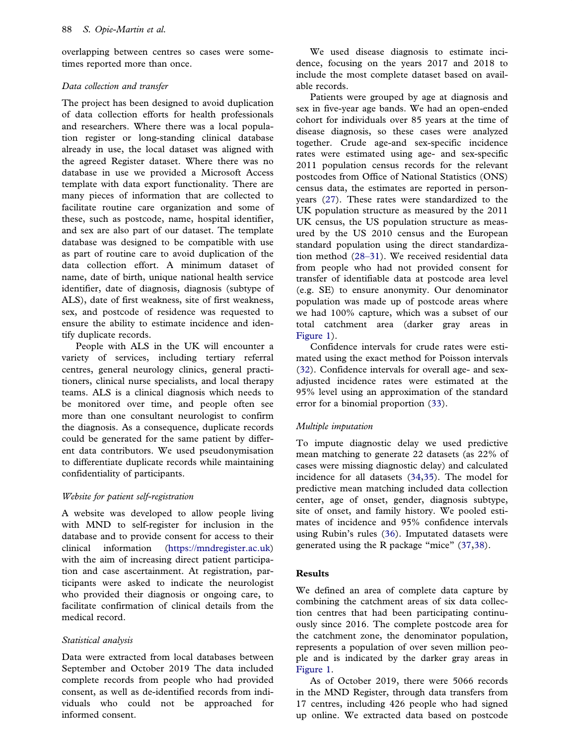overlapping between centres so cases were sometimes reported more than once.

*Data collection and transfer*

The project has been designed to avoid duplication of data collection efforts for health professionals and researchers. Where there was a local population register or long-standing clinical database already in use, the local dataset was aligned with the agreed Register dataset. Where there was no database in use we provided a Microsoft Access template with data export functionality. There are many pieces of information that are collected to facilitate routine care organization and some of these, such as postcode, name, hospital identifier, and sex are also part of our dataset. The template database was designed to be compatible with use as part of routine care to avoid duplication of the data collection effort. A minimum dataset of name, date of birth, unique national health service identifier, date of diagnosis, diagnosis (subtype of ALS), date of first weakness, site of first weakness, sex, and postcode of residence was requested to ensure the ability to estimate incidence and identify duplicate records.

People with ALS in the UK will encounter a variety of services, including tertiary referral centres, general neurology clinics, general practitioners, clinical nurse specialists, and local therapy teams. ALS is a clinical diagnosis which needs to be monitored over time, and people often see more than one consultant neurologist to confirm the diagnosis. As a consequence, duplicate records could be generated for the same patient by different data contributors. We used pseudonymisation to differentiate duplicate records while maintaining confidentiality of participants.

*Website for patient self-registration*

A website was developed to allow people living with MND to self-register for inclusion in the database and to provide consent for access to their clinical information (https://mndregister.ac.uk) with the aim of increasing direct patient participation and case ascertainment. At registration, participants were asked to indicate the neurologist who provided their diagnosis or ongoing care, to facilitate confirmation of clinical details from the medical record.

*Statistical analysis*

Data were extracted from local databases between September and October 2019 The data included complete records from people who had provided consent, as well as de-identified records from individuals who could not be approached for informed consent.

We used disease diagnosis to estimate incidence, focusing on the years 2017 and 2018 to include the most complete dataset based on available records.

Patients were grouped by age at diagnosis and sex in five-year age bands. We had an open-ended cohort for individuals over 85 years at the time of disease diagnosis, so these cases were analyzed together. Crude age-and sex-specific incidence rates were estimated using age- and sex-specific 2011 population census records for the relevant postcodes from Office of National Statistics (ONS) census data, the estimates are reported in person-years (27). These rates were standardized to the UK population structure as measured by the 2011 UK census, the US population structure as measured by the US 2010 census and the European standard population using the direct standardization method (28–31). We received residential data from people who had not provided consent for transfer of identifiable data at postcode area level (e.g. SE) to ensure anonymity. Our denominator population was made up of postcode areas where we had 100% capture, which was a subset of our total catchment area (darker gray areas in Figure 1).

Confidence intervals for crude rates were estimated using the exact method for Poisson intervals (32). Confidence intervals for overall age- and sex-adjusted incidence rates were estimated at the 95% level using an approximation of the standard error for a binomial proportion (33).

*Multiple imputation*

To impute diagnostic delay we used predictive mean matching to generate 22 datasets (as 22% of cases were missing diagnostic delay) and calculated incidence for all datasets (34,35). The model for predictive mean matching included data collection center, age of onset, gender, diagnosis subtype, site of onset, and family history. We pooled estimates of incidence and 95% confidence intervals using Rubin's rules (36). Imputated datasets were generated using the R package "mice" (37,38).

## Results

We defined an area of complete data capture by combining the catchment areas of six data collection centres that had been participating continuously since 2016. The complete postcode area for the catchment zone, the denominator population, represents a population of over seven million people and is indicated by the darker gray areas in Figure 1.

As of October 2019, there were 5066 records in the MND Register, through data transfers from 17 centres, including 426 people who had signed up online. We extracted data based on postcode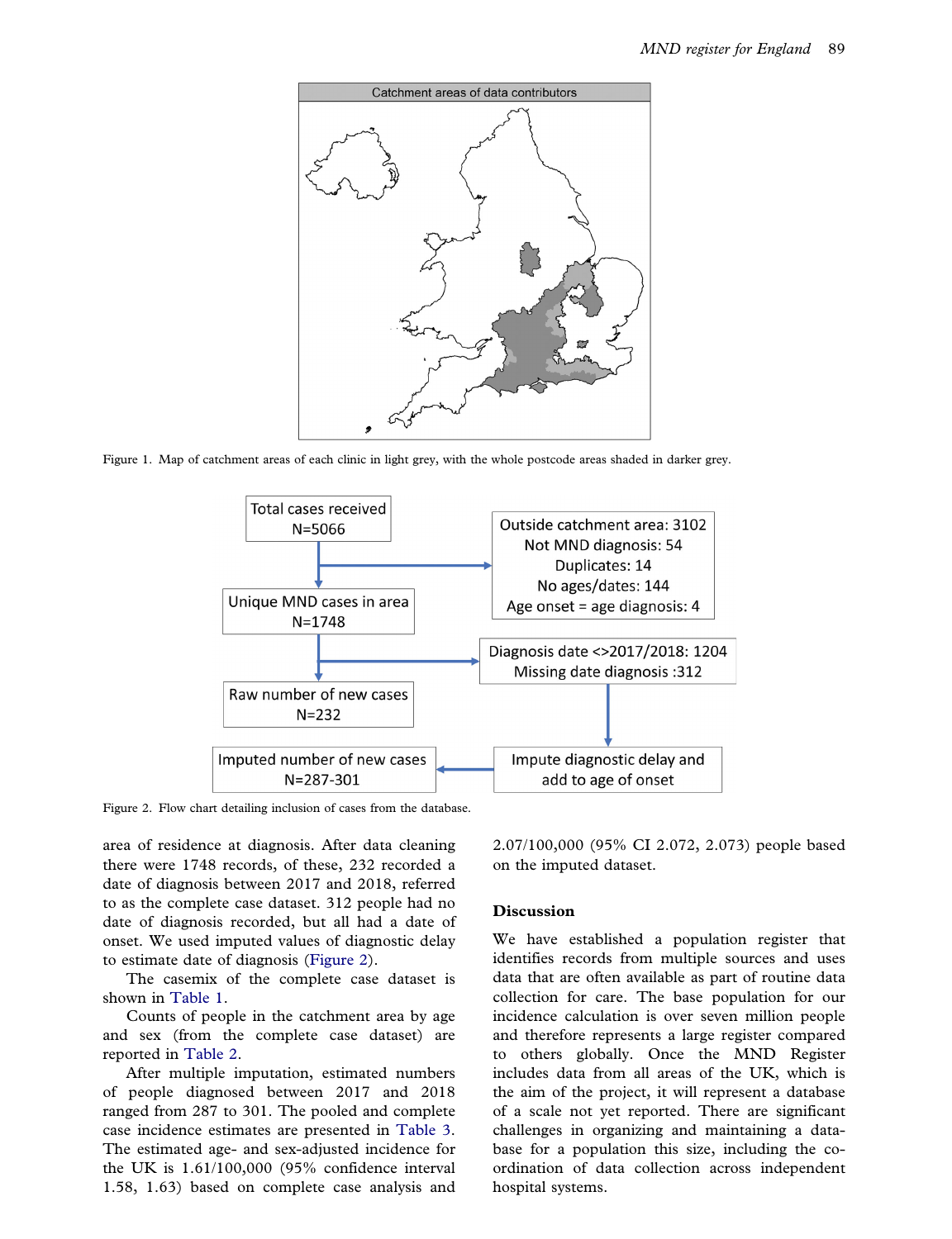Figure 1. Map of catchment areas of each clinic in light grey, with the whole postcode areas shaded in darker grey.

Figure 2. Flow chart detailing inclusion of cases from the database.

area of residence at diagnosis. After data cleaning there were 1748 records, of these, 232 recorded a date of diagnosis between 2017 and 2018, referred to as the complete case dataset. 312 people had no date of diagnosis recorded, but all had a date of onset. We used imputed values of diagnostic delay to estimate date of diagnosis (Figure 2).

The casemix of the complete case dataset is shown in Table 1.

Counts of people in the catchment area by age and sex (from the complete case dataset) are reported in Table 2.

After multiple imputation, estimated numbers of people diagnosed between 2017 and 2018 ranged from 287 to 301. The pooled and complete case incidence estimates are presented in Table 3. The estimated age- and sex-adjusted incidence for the UK is 1.61/100,000 (95% confidence interval 1.58, 1.63) based on complete case analysis and 2.07/100,000 (95% CI 2.072, 2.073) people based on the imputed dataset.

## Discussion

We have established a population register that identifies records from multiple sources and uses data that are often available as part of routine data collection for care. The base population for our incidence calculation is over seven million people and therefore represents a large register compared to others globally. Once the MND Register includes data from all areas of the UK, which is the aim of the project, it will represent a database of a scale not yet reported. There are significant challenges in organizing and maintaining a database for a population this size, including the co-ordination of data collection across independent hospital systems.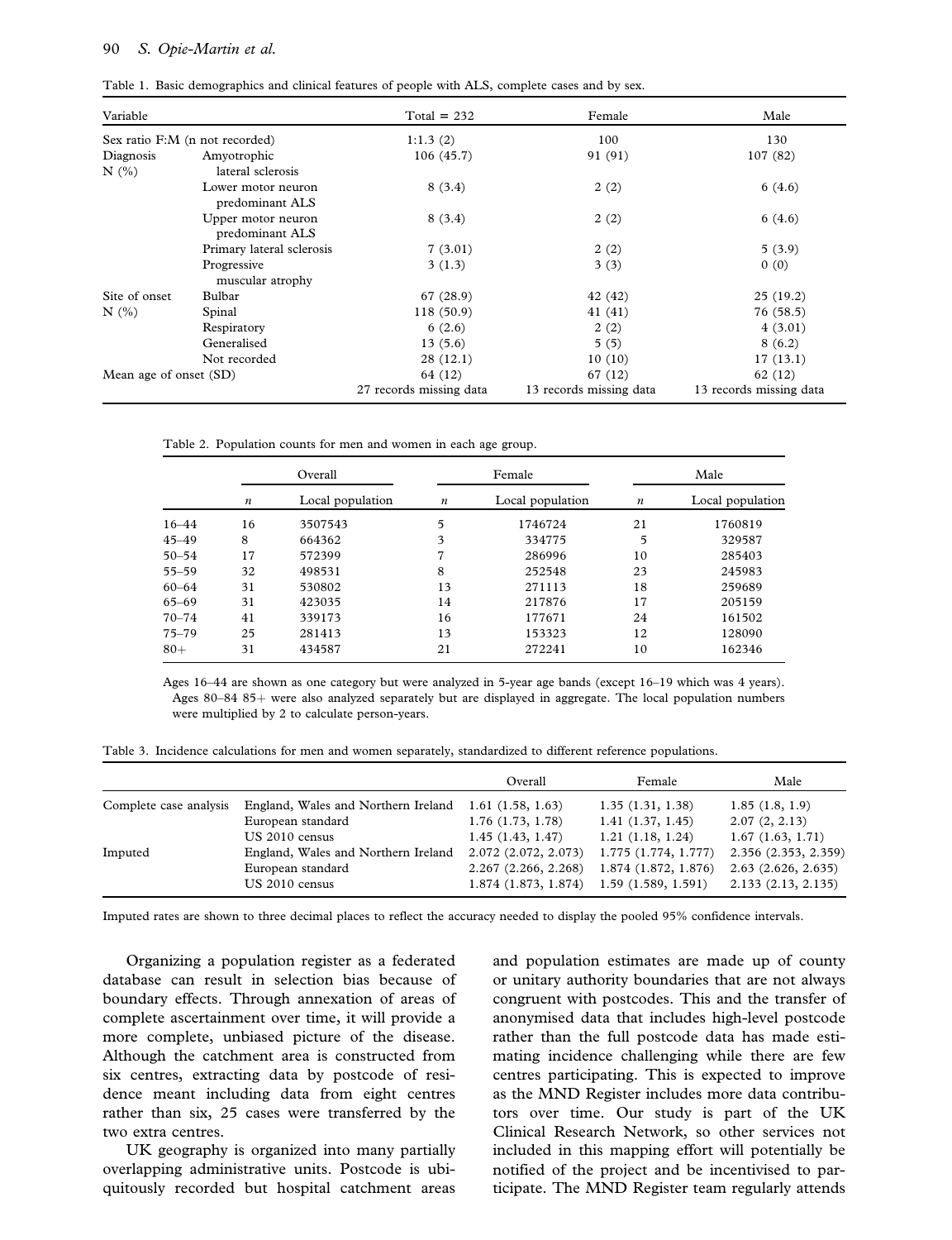Table 1. Basic demographics and clinical features of people with ALS, complete cases and by sex.

| Variable | | Total = 232 | Female | Male |
|---|---|---|---|---|
| Sex ratio F:M (n not recorded) | | 1:1.3 (2) | 100 | 130 |
| Diagnosis N (%) | Amyotrophic lateral sclerosis | 106 (45.7) | 91 (91) | 107 (82) |
| | Lower motor neuron predominant ALS | 8 (3.4) | 2 (2) | 6 (4.6) |
| | Upper motor neuron predominant ALS | 8 (3.4) | 2 (2) | 6 (4.6) |
| | Primary lateral sclerosis | 7 (3.01) | 2 (2) | 5 (3.9) |
| | Progressive muscular atrophy | 3 (1.3) | 3 (3) | 0 (0) |
| Site of onset N (%) | Bulbar | 67 (28.9) | 42 (42) | 25 (19.2) |
| | Spinal | 118 (50.9) | 41 (41) | 76 (58.5) |
| | Respiratory | 6 (2.6) | 2 (2) | 4 (3.01) |
| | Generalised | 13 (5.6) | 5 (5) | 8 (6.2) |
| | Not recorded | 28 (12.1) | 10 (10) | 17 (13.1) |
| Mean age of onset (SD) | | 64 (12) 27 records missing data | 67 (12) 13 records missing data | 62 (12) 13 records missing data |

Table 2. Population counts for men and women in each age group.

| | Overall | | Female | | Male | |
|---|---|---|---|---|---|---|
| | $n$ | Local population | $n$ | Local population | $n$ | Local population |
| 16–44 | 16 | 3507543 | 5 | 1746724 | 21 | 1760819 |
| 45–49 | 8 | 664362 | 3 | 334775 | 5 | 329587 |
| 50–54 | 17 | 572399 | 7 | 286996 | 10 | 285403 |
| 55–59 | 32 | 498531 | 8 | 252548 | 23 | 245983 |
| 60–64 | 31 | 530802 | 13 | 271113 | 18 | 259689 |
| 65–69 | 31 | 423035 | 14 | 217876 | 17 | 205159 |
| 70–74 | 41 | 339173 | 16 | 177671 | 24 | 161502 |
| 75–79 | 25 | 281413 | 13 | 153323 | 12 | 128090 |
| 80+ | 31 | 434587 | 21 | 272241 | 10 | 162346 |

Ages 16–44 are shown as one category but were analyzed in 5-year age bands (except 16–19 which was 4 years). Ages 80–84 85+ were also analyzed separately but are displayed in aggregate. The local population numbers were multiplied by 2 to calculate person-years.

Table 3. Incidence calculations for men and women separately, standardized to different reference populations.

| | | Overall | Female | Male |
|---|---|---|---|---|
| Complete case analysis | England, Wales and Northern Ireland | 1.61 (1.58, 1.63) | 1.35 (1.31, 1.38) | 1.85 (1.8, 1.9) |
| | European standard | 1.76 (1.73, 1.78) | 1.41 (1.37, 1.45) | 2.07 (2, 2.13) |
| | US 2010 census | 1.45 (1.43, 1.47) | 1.21 (1.18, 1.24) | 1.67 (1.63, 1.71) |
| Imputed | England, Wales and Northern Ireland | 2.072 (2.072, 2.073) | 1.775 (1.774, 1.777) | 2.356 (2.353, 2.359) |
| | European standard | 2.267 (2.266, 2.268) | 1.874 (1.872, 1.876) | 2.63 (2.626, 2.635) |
| | US 2010 census | 1.874 (1.873, 1.874) | 1.59 (1.589, 1.591) | 2.133 (2.13, 2.135) |

Imputed rates are shown to three decimal places to reflect the accuracy needed to display the pooled 95% confidence intervals.

Organizing a population register as a federated database can result in selection bias because of boundary effects. Through annexation of areas of complete ascertainment over time, it will provide a more complete, unbiased picture of the disease. Although the catchment area is constructed from six centres, extracting data by postcode of residence meant including data from eight centres rather than six, 25 cases were transferred by the two extra centres.

UK geography is organized into many partially overlapping administrative units. Postcode is ubiquitously recorded but hospital catchment areas and population estimates are made up of county or unitary authority boundaries that are not always congruent with postcodes. This and the transfer of anonymised data that includes high-level postcode rather than the full postcode data has made estimating incidence challenging while there are few centres participating. This is expected to improve as the MND Register includes more data contributors over time. Our study is part of the UK Clinical Research Network, so other services not included in this mapping effort will potentially be notified of the project and be incentivised to participate. The MND Register team regularly attends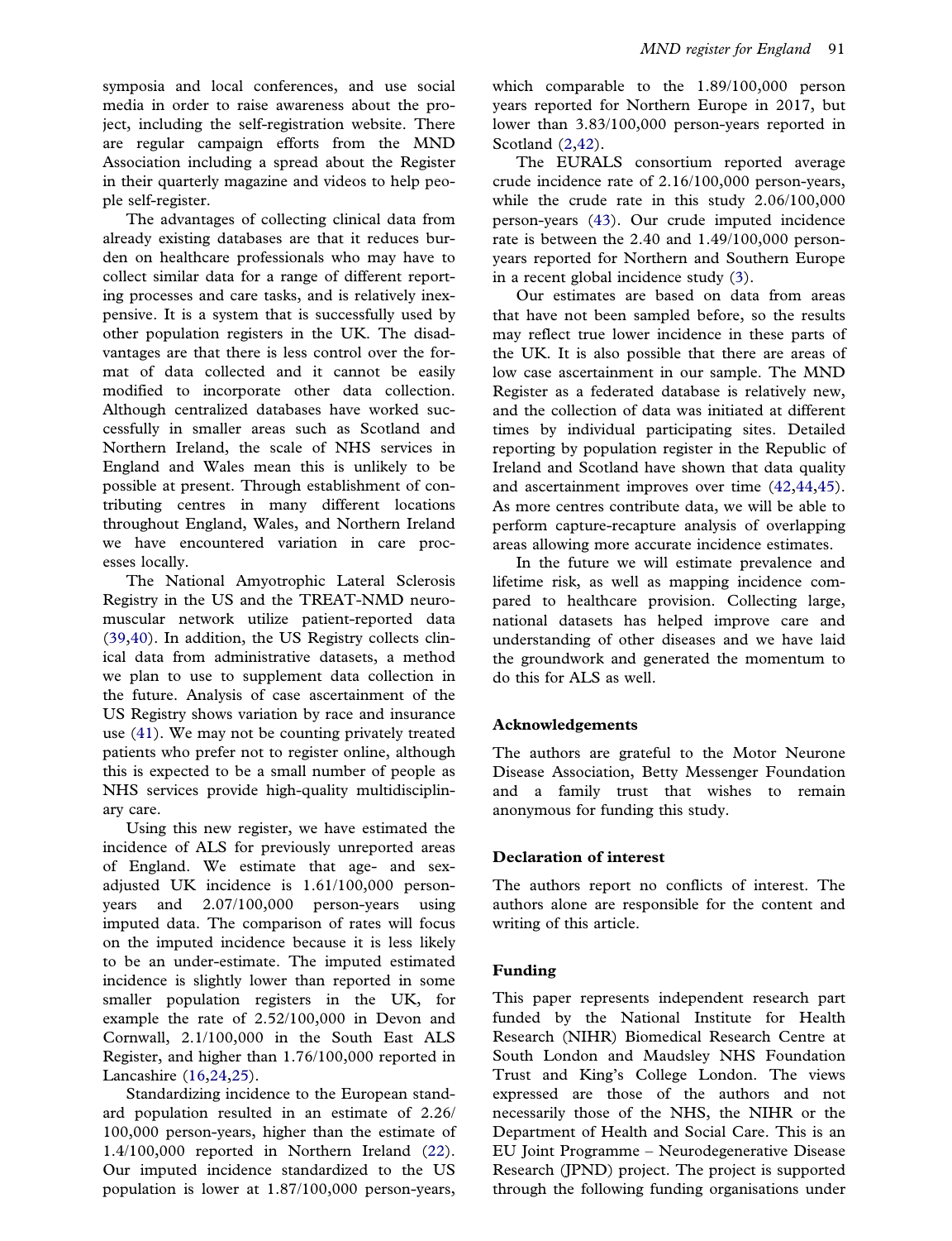symposia and local conferences, and use social media in order to raise awareness about the project, including the self-registration website. There are regular campaign efforts from the MND Association including a spread about the Register in their quarterly magazine and videos to help people self-register.

The advantages of collecting clinical data from already existing databases are that it reduces burden on healthcare professionals who may have to collect similar data for a range of different reporting processes and care tasks, and is relatively inexpensive. It is a system that is successfully used by other population registers in the UK. The disadvantages are that there is less control over the format of data collected and it cannot be easily modified to incorporate other data collection. Although centralized databases have worked successfully in smaller areas such as Scotland and Northern Ireland, the scale of NHS services in England and Wales mean this is unlikely to be possible at present. Through establishment of contributing centres in many different locations throughout England, Wales, and Northern Ireland we have encountered variation in care processes locally.

The National Amyotrophic Lateral Sclerosis Registry in the US and the TREAT-NMD neuromuscular network utilize patient-reported data (39,40). In addition, the US Registry collects clinical data from administrative datasets, a method we plan to use to supplement data collection in the future. Analysis of case ascertainment of the US Registry shows variation by race and insurance use (41). We may not be counting privately treated patients who prefer not to register online, although this is expected to be a small number of people as NHS services provide high-quality multidisciplinary care.

Using this new register, we have estimated the incidence of ALS for previously unreported areas of England. We estimate that age- and sex-adjusted UK incidence is 1.61/100,000 person-years and 2.07/100,000 person-years using imputed data. The comparison of rates will focus on the imputed incidence because it is less likely to be an under-estimate. The imputed estimated incidence is slightly lower than reported in some smaller population registers in the UK, for example the rate of 2.52/100,000 in Devon and Cornwall, 2.1/100,000 in the South East ALS Register, and higher than 1.76/100,000 reported in Lancashire (16,24,25).

Standardizing incidence to the European standard population resulted in an estimate of 2.26/100,000 person-years, higher than the estimate of 1.4/100,000 reported in Northern Ireland (22). Our imputed incidence standardized to the US population is lower at 1.87/100,000 person-years, which comparable to the 1.89/100,000 person years reported for Northern Europe in 2017, but lower than 3.83/100,000 person-years reported in Scotland (2,42).

The EURALS consortium reported average crude incidence rate of 2.16/100,000 person-years, while the crude rate in this study 2.06/100,000 person-years (43). Our crude imputed incidence rate is between the 2.40 and 1.49/100,000 person-years reported for Northern and Southern Europe in a recent global incidence study (3).

Our estimates are based on data from areas that have not been sampled before, so the results may reflect true lower incidence in these parts of the UK. It is also possible that there are areas of low case ascertainment in our sample. The MND Register as a federated database is relatively new, and the collection of data was initiated at different times by individual participating sites. Detailed reporting by population register in the Republic of Ireland and Scotland have shown that data quality and ascertainment improves over time (42,44,45). As more centres contribute data, we will be able to perform capture-recapture analysis of overlapping areas allowing more accurate incidence estimates.

In the future we will estimate prevalence and lifetime risk, as well as mapping incidence compared to healthcare provision. Collecting large, national datasets has helped improve care and understanding of other diseases and we have laid the groundwork and generated the momentum to do this for ALS as well.

## Acknowledgements

The authors are grateful to the Motor Neurone Disease Association, Betty Messenger Foundation and a family trust that wishes to remain anonymous for funding this study.

## Declaration of interest

The authors report no conflicts of interest. The authors alone are responsible for the content and writing of this article.

## Funding

This paper represents independent research part funded by the National Institute for Health Research (NIHR) Biomedical Research Centre at South London and Maudsley NHS Foundation Trust and King's College London. The views expressed are those of the authors and not necessarily those of the NHS, the NIHR or the Department of Health and Social Care. This is an EU Joint Programme – Neurodegenerative Disease Research (JPND) project. The project is supported through the following funding organisations under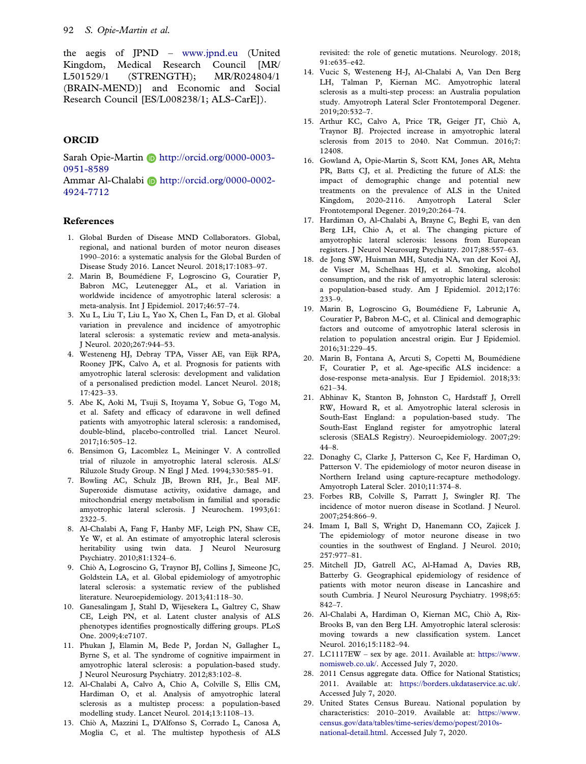the aegis of JPND – www.jpnd.eu (United Kingdom, Medical Research Council [MR/L501529/1 (STRENGTH); MR/R024804/1 (BRAIN-MEND)] and Economic and Social Research Council [ES/L008238/1; ALS-CarE]).

## ORCID

Sarah Opie-Martin http://orcid.org/0000-0003-0951-8589
Ammar Al-Chalabi http://orcid.org/0000-0002-4924-7712

## References

1. Global Burden of Disease MND Collaborators. Global, regional, and national burden of motor neuron diseases 1990–2016: a systematic analysis for the Global Burden of Disease Study 2016. Lancet Neurol. 2018;17:1083–97.
2. Marin B, Boumédiene F, Logroscino G, Couratier P, Babron MC, Leutenegger AL, et al. Variation in worldwide incidence of amyotrophic lateral sclerosis: a meta-analysis. Int J Epidemiol. 2017;46:57–74.
3. Xu L, Liu T, Liu L, Yao X, Chen L, Fan D, et al. Global variation in prevalence and incidence of amyotrophic lateral sclerosis: a systematic review and meta-analysis. J Neurol. 2020;267:944–53.
4. Westeneng HJ, Debray TPA, Visser AE, van Eijk RPA, Rooney JPK, Calvo A, et al. Prognosis for patients with amyotrophic lateral sclerosis: development and validation of a personalised prediction model. Lancet Neurol. 2018;17:423–33.
5. Abe K, Aoki M, Tsuji S, Itoyama Y, Sobue G, Togo M, et al. Safety and efficacy of edaravone in well defined patients with amyotrophic lateral sclerosis: a randomised, double-blind, placebo-controlled trial. Lancet Neurol. 2017;16:505–12.
6. Bensimon G, Lacomblez L, Meininger V. A controlled trial of riluzole in amyotrophic lateral sclerosis. ALS/Riluzole Study Group. N Engl J Med. 1994;330:585–91.
7. Bowling AC, Schulz JB, Brown RH, Jr., Beal MF. Superoxide dismutase activity, oxidative damage, and mitochondrial energy metabolism in familial and sporadic amyotrophic lateral sclerosis. J Neurochem. 1993;61:2322–5.
8. Al-Chalabi A, Fang F, Hanby MF, Leigh PN, Shaw CE, Ye W, et al. An estimate of amyotrophic lateral sclerosis heritability using twin data. J Neurol Neurosurg Psychiatry. 2010;81:1324–6.
9. Chiò A, Logroscino G, Traynor BJ, Collins J, Simeone JC, Goldstein LA, et al. Global epidemiology of amyotrophic lateral sclerosis: a systematic review of the published literature. Neuroepidemiology. 2013;41:118–30.
10. Ganesalingam J, Stahl D, Wijesekera L, Galtrey C, Shaw CE, Leigh PN, et al. Latent cluster analysis of ALS phenotypes identifies prognostically differing groups. PLoS One. 2009;4:e7107.
11. Phukan J, Elamin M, Bede P, Jordan N, Gallagher L, Byrne S, et al. The syndrome of cognitive impairment in amyotrophic lateral sclerosis: a population-based study. J Neurol Neurosurg Psychiatry. 2012;83:102–8.
12. Al-Chalabi A, Calvo A, Chio A, Colville S, Ellis CM, Hardiman O, et al. Analysis of amyotrophic lateral sclerosis as a multistep process: a population-based modelling study. Lancet Neurol. 2014;13:1108–13.
13. Chiò A, Mazzini L, D'Alfonso S, Corrado L, Canosa A, Moglia C, et al. The multistep hypothesis of ALS revisited: the role of genetic mutations. Neurology. 2018;91:e635–e42.
14. Vucic S, Westeneng H-J, Al-Chalabi A, Van Den Berg LH, Talman P, Kiernan MC. Amyotrophic lateral sclerosis as a multi-step process: an Australia population study. Amyotroph Lateral Scler Frontotemporal Degener. 2019;20:532–7.
15. Arthur KC, Calvo A, Price TR, Geiger JT, Chiò A, Traynor BJ. Projected increase in amyotrophic lateral sclerosis from 2015 to 2040. Nat Commun. 2016;7:12408.
16. Gowland A, Opie-Martin S, Scott KM, Jones AR, Mehta PR, Batts CJ, et al. Predicting the future of ALS: the impact of demographic change and potential new treatments on the prevalence of ALS in the United Kingdom, 2020-2116. Amyotroph Lateral Scler Frontotemporal Degener. 2019;20:264–74.
17. Hardiman O, Al-Chalabi A, Brayne C, Beghi E, van den Berg LH, Chio A, et al. The changing picture of amyotrophic lateral sclerosis: lessons from European registers. J Neurol Neurosurg Psychiatry. 2017;88:557–63.
18. de Jong SW, Huisman MH, Sutedja NA, van der Kooi AJ, de Visser M, Schelhaas HJ, et al. Smoking, alcohol consumption, and the risk of amyotrophic lateral sclerosis: a population-based study. Am J Epidemiol. 2012;176:233–9.
19. Marin B, Logroscino G, Boumédiene F, Labrunie A, Couratier P, Babron M-C, et al. Clinical and demographic factors and outcome of amyotrophic lateral sclerosis in relation to population ancestral origin. Eur J Epidemiol. 2016;31:229–45.
20. Marin B, Fontana A, Arcuti S, Copetti M, Boumédiene F, Couratier P, et al. Age-specific ALS incidence: a dose-response meta-analysis. Eur J Epidemiol. 2018;33:621–34.
21. Abhinav K, Stanton B, Johnston C, Hardstaff J, Orrell RW, Howard R, et al. Amyotrophic lateral sclerosis in South-East England: a population-based study. The South-East England register for amyotrophic lateral sclerosis (SEALS Registry). Neuroepidemiology. 2007;29:44–8.
22. Donaghy C, Clarke J, Patterson C, Kee F, Hardiman O, Patterson V. The epidemiology of motor neuron disease in Northern Ireland using capture-recapture methodology. Amyotroph Lateral Scler. 2010;11:374–8.
23. Forbes RB, Colville S, Parratt J, Swingler RJ. The incidence of motor nueron disease in Scotland. J Neurol. 2007;254:866–9.
24. Imam I, Ball S, Wright D, Hanemann CO, Zajicek J. The epidemiology of motor neurone disease in two counties in the southwest of England. J Neurol. 2010;257:977–81.
25. Mitchell JD, Gatrell AC, Al-Hamad A, Davies RB, Batterby G. Geographical epidemiology of residence of patients with motor neuron disease in Lancashire and south Cumbria. J Neurol Neurosurg Psychiatry. 1998;65:842–7.
26. Al-Chalabi A, Hardiman O, Kiernan MC, Chiò A, Rix-Brooks B, van den Berg LH. Amyotrophic lateral sclerosis: moving towards a new classification system. Lancet Neurol. 2016;15:1182–94.
27. LC1117EW – sex by age. 2011. Available at: https://www.nomisweb.co.uk/. Accessed July 7, 2020.
28. 2011 Census aggregate data. Office for National Statistics; 2011. Available at: https://borders.ukdataservice.ac.uk/. Accessed July 7, 2020.
29. United States Census Bureau. National population by characteristics: 2010–2019. Available at: https://www.census.gov/data/tables/time-series/demo/popest/2010s-national-detail.html. Accessed July 7, 2020.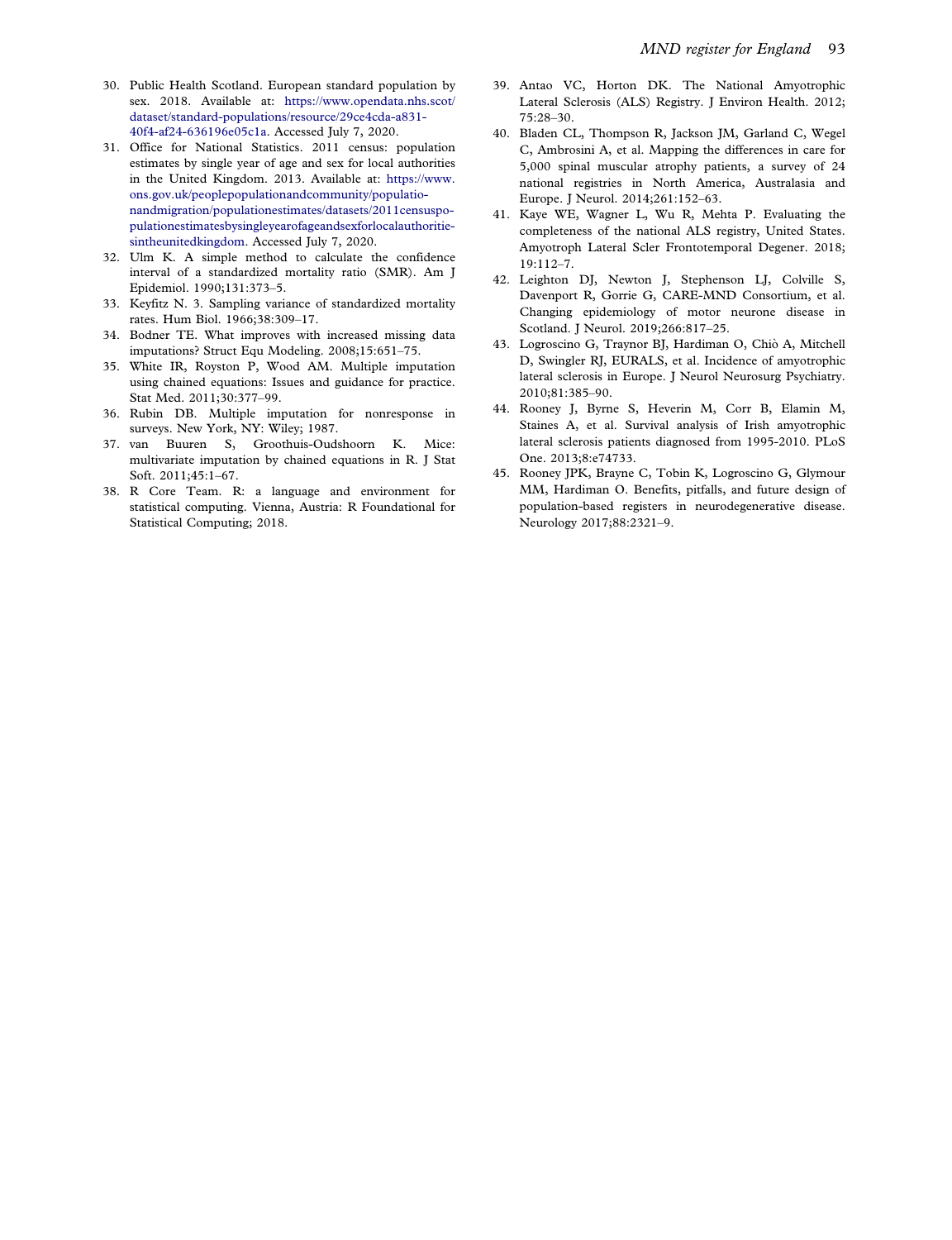30. Public Health Scotland. European standard population by sex. 2018. Available at: https://www.opendata.nhs.scot/dataset/standard-populations/resource/29ce4cda-a831-40f4-af24-636196e05c1a. Accessed July 7, 2020.
31. Office for National Statistics. 2011 census: population estimates by single year of age and sex for local authorities in the United Kingdom. 2013. Available at: https://www.ons.gov.uk/peoplepopulationandcommunity/populationandmigration/populationestimates/datasets/2011censuspopulationestimatesbysingleyearofageandsexforlocalauthoritiesintheunitedkingdom. Accessed July 7, 2020.
32. Ulm K. A simple method to calculate the confidence interval of a standardized mortality ratio (SMR). Am J Epidemiol. 1990;131:373–5.
33. Keyfitz N. 3. Sampling variance of standardized mortality rates. Hum Biol. 1966;38:309–17.
34. Bodner TE. What improves with increased missing data imputations? Struct Equ Modeling. 2008;15:651–75.
35. White IR, Royston P, Wood AM. Multiple imputation using chained equations: Issues and guidance for practice. Stat Med. 2011;30:377–99.
36. Rubin DB. Multiple imputation for nonresponse in surveys. New York, NY: Wiley; 1987.
37. van Buuren S, Groothuis-Oudshoorn K. Mice: multivariate imputation by chained equations in R. J Stat Soft. 2011;45:1–67.
38. R Core Team. R: a language and environment for statistical computing. Vienna, Austria: R Foundational for Statistical Computing; 2018.
39. Antao VC, Horton DK. The National Amyotrophic Lateral Sclerosis (ALS) Registry. J Environ Health. 2012; 75:28–30.
40. Bladen CL, Thompson R, Jackson JM, Garland C, Wegel C, Ambrosini A, et al. Mapping the differences in care for 5,000 spinal muscular atrophy patients, a survey of 24 national registries in North America, Australasia and Europe. J Neurol. 2014;261:152–63.
41. Kaye WE, Wagner L, Wu R, Mehta P. Evaluating the completeness of the national ALS registry, United States. Amyotroph Lateral Scler Frontotemporal Degener. 2018; 19:112–7.
42. Leighton DJ, Newton J, Stephenson LJ, Colville S, Davenport R, Gorrie G, CARE-MND Consortium, et al. Changing epidemiology of motor neurone disease in Scotland. J Neurol. 2019;266:817–25.
43. Logroscino G, Traynor BJ, Hardiman O, Chiò A, Mitchell D, Swingler RJ, EURALS, et al. Incidence of amyotrophic lateral sclerosis in Europe. J Neurol Neurosurg Psychiatry. 2010;81:385–90.
44. Rooney J, Byrne S, Heverin M, Corr B, Elamin M, Staines A, et al. Survival analysis of Irish amyotrophic lateral sclerosis patients diagnosed from 1995-2010. PLoS One. 2013;8:e74733.
45. Rooney JPK, Brayne C, Tobin K, Logroscino G, Glymour MM, Hardiman O. Benefits, pitfalls, and future design of population-based registers in neurodegenerative disease. Neurology 2017;88:2321–9.